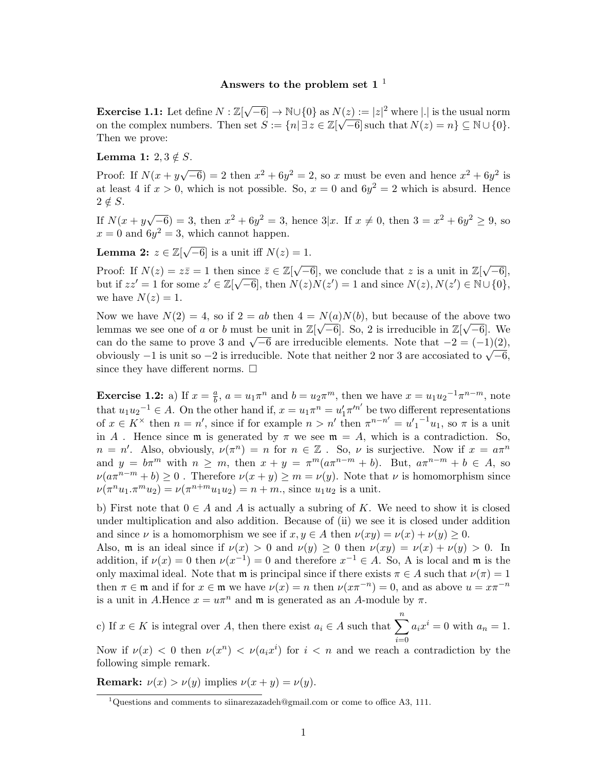**Answers to the problem set 1** [1]

**Exercise 1.1:** Let define $N : \mathbb{Z}[\sqrt{-6}] \to \mathbb{N}\cup\{0\}$ as $N(z) := |z|^2$ where $|.|$ is the usual norm on the complex numbers. Then set $S := \{n| \exists\, z \in \mathbb{Z}[\sqrt{-6}]\, \text{such that}\, N(z) = n\} \subseteq \mathbb{N} \cup \{0\}$. Then we prove:

**Lemma 1:** $2, 3 \notin S$.

Proof: If $N(x + y\sqrt{-6}) = 2$ then $x^2 + 6y^2 = 2$, so $x$ must be even and hence $x^2 + 6y^2$ is at least 4 if $x > 0$, which is not possible. So, $x = 0$ and $6y^2 = 2$ which is absurd. Hence $2 \notin S$.

If $N(x + y\sqrt{-6}) = 3$, then $x^2 + 6y^2 = 3$, hence $3|x$. If $x \neq 0$, then $3 = x^2 + 6y^2 \geq 9$, so $x = 0$ and $6y^2 = 3$, which cannot happen.

**Lemma 2:** $z \in \mathbb{Z}[\sqrt{-6}]$ is a unit iff $N(z) = 1$.

Proof: If $N(z) = z\bar{z} = 1$ then since $\bar{z} \in \mathbb{Z}[\sqrt{-6}]$, we conclude that $z$ is a unit in $\mathbb{Z}[\sqrt{-6}]$, but if $zz' = 1$ for some $z' \in \mathbb{Z}[\sqrt{-6}]$, then $N(z)N(z') = 1$ and since $N(z), N(z') \in \mathbb{N} \cup \{0\}$, we have $N(z) = 1$.

Now we have $N(2) = 4$, so if $2 = ab$ then $4 = N(a)N(b)$, but because of the above two lemmas we see one of $a$ or $b$ must be unit in $\mathbb{Z}[\sqrt{-6}]$. So, 2 is irreducible in $\mathbb{Z}[\sqrt{-6}]$. We can do the same to prove 3 and $\sqrt{-6}$ are irreducible elements. Note that $-2 = (-1)(2)$, obviously $-1$ is unit so $-2$ is irreducible. Note that neither 2 nor 3 are accosiated to $\sqrt{-6}$, since they have different norms. $\square$

**Exercise 1.2:** a) If $x = \frac{a}{b}$, $a = u_1\pi^n$ and $b = u_2\pi^m$, then we have $x = u_1{u_2}^{-1}\pi^{n-m}$, note that $u_1{u_2}^{-1} \in A$. On the other hand if, $x = u_1\pi^n = u'_1\pi'^{n'}$ be two different representations of $x \in K^\times$ then $n = n'$, since if for example $n > n'$ then $\pi^{n-n'} = {u'_1}^{-1}u_1$, so $\pi$ is a unit in $A$ . Hence since $\mathfrak{m}$ is generated by $\pi$ we see $\mathfrak{m} = A$, which is a contradiction. So, $n = n'$. Also, obviously, $\nu(\pi^n) = n$ for $n \in \mathbb{Z}$ . So, $\nu$ is surjective. Now if $x = a\pi^n$ and $y = b\pi^m$ with $n \geq m$, then $x + y = \pi^m(a\pi^{n-m} + b)$. But, $a\pi^{n-m} + b \in A$, so $\nu(a\pi^{n-m} + b) \geq 0$ . Therefore $\nu(x + y) \geq m = \nu(y)$. Note that $\nu$ is homomorphism since $\nu(\pi^n u_1.\pi^m u_2) = \nu(\pi^{n+m}u_1u_2) = n + m.$, since $u_1u_2$ is a unit.

b) First note that $0 \in A$ and $A$ is actually a subring of $K$. We need to show it is closed under multiplication and also addition. Because of (ii) we see it is closed under addition and since $\nu$ is a homomorphism we see if $x, y \in A$ then $\nu(xy) = \nu(x) + \nu(y) \geq 0$.
Also, $\mathfrak{m}$ is an ideal since if $\nu(x) > 0$ and $\nu(y) \geq 0$ then $\nu(xy) = \nu(x) + \nu(y) > 0$. In addition, if $\nu(x) = 0$ then $\nu(x^{-1}) = 0$ and therefore $x^{-1} \in A$. So, A is local and $\mathfrak{m}$ is the only maximal ideal. Note that $\mathfrak{m}$ is principal since if there exists $\pi \in A$ such that $\nu(\pi) = 1$ then $\pi \in \mathfrak{m}$ and if for $x \in \mathfrak{m}$ we have $\nu(x) = n$ then $\nu(x\pi^{-n}) = 0$, and as above $u = x\pi^{-n}$ is a unit in $A$.Hence $x = u\pi^n$ and $\mathfrak{m}$ is generated as an $A$-module by $\pi$.

c) If $x \in K$ is integral over $A$, then there exist $a_i \in A$ such that $\sum_{i=0}^{n} a_i x^i = 0$ with $a_n = 1$. Now if $\nu(x) < 0$ then $\nu(x^n) < \nu(a_i x^i)$ for $i < n$ and we reach a contradiction by the following simple remark.

**Remark:** $\nu(x) > \nu(y)$ implies $\nu(x + y) = \nu(y)$.

[1] Questions and comments to siinarezazadeh@gmail.com or come to office A3, 111.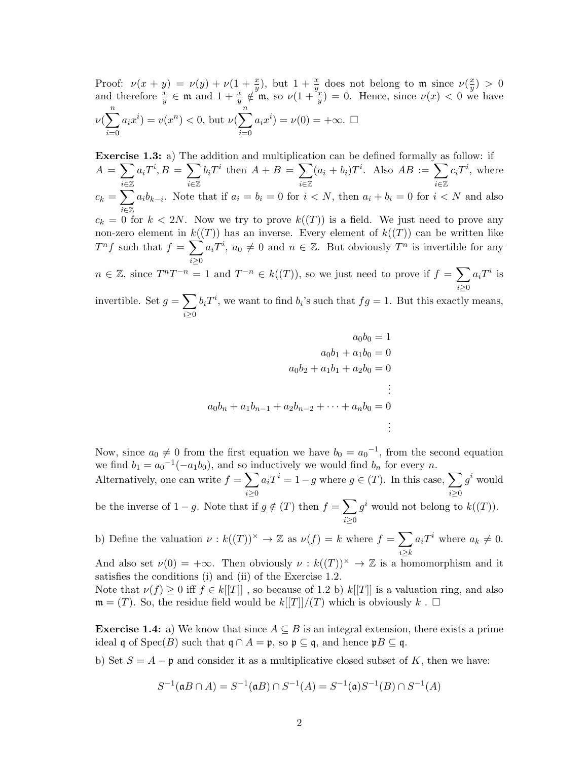Proof: $\nu(x+y) = \nu(y) + \nu(1+\frac{x}{y})$, but $1+\frac{x}{y}$ does not belong to $\mathfrak{m}$ since $\nu(\frac{x}{y}) > 0$ and therefore $\frac{x}{y} \in \mathfrak{m}$ and $1+\frac{x}{y} \notin \mathfrak{m}$, so $\nu(1+\frac{x}{y}) = 0$. Hence, since $\nu(x) < 0$ we have $\nu(\sum_{i=0}^{n} a_i x^i) = v(x^n) < 0$, but $\nu(\sum_{i=0}^{n} a_i x^i) = \nu(0) = +\infty$. $\square$

**Exercise 1.3:** a) The addition and multiplication can be defined formally as follow: if $A = \sum_{i\in\mathbb{Z}} a_i T^i, B = \sum_{i\in\mathbb{Z}} b_i T^i$ then $A + B = \sum_{i\in\mathbb{Z}} (a_i + b_i)T^i$. Also $AB := \sum_{i\in\mathbb{Z}} c_i T^i$, where $c_k = \sum_{i\in\mathbb{Z}} a_i b_{k-i}$. Note that if $a_i = b_i = 0$ for $i < N$, then $a_i + b_i = 0$ for $i < N$ and also $c_k = 0$ for $k < 2N$. Now we try to prove $k((T))$ is a field. We just need to prove any non-zero element in $k((T))$ has an inverse. Every element of $k((T))$ can be written like $T^n f$ such that $f = \sum_{i\geq 0} a_i T^i$, $a_0 \neq 0$ and $n \in \mathbb{Z}$. But obviously $T^n$ is invertible for any $n \in \mathbb{Z}$, since $T^n T^{-n} = 1$ and $T^{-n} \in k((T))$, so we just need to prove if $f = \sum_{i\geq 0} a_i T^i$ is invertible. Set $g = \sum_{i\geq 0} b_i T^i$, we want to find $b_i$'s such that $fg = 1$. But this exactly means,

$$
\begin{aligned}
a_0 b_0 &= 1 \\
a_0 b_1 + a_1 b_0 &= 0 \\
a_0 b_2 + a_1 b_1 + a_2 b_0 &= 0 \\
&\vdots \\
a_0 b_n + a_1 b_{n-1} + a_2 b_{n-2} + \cdots + a_n b_0 &= 0 \\
&\vdots
\end{aligned}
$$

Now, since $a_0 \neq 0$ from the first equation we have $b_0 = {a_0}^{-1}$, from the second equation we find $b_1 = {a_0}^{-1}(-a_1 b_0)$, and so inductively we would find $b_n$ for every $n$.
Alternatively, one can write $f = \sum_{i\geq 0} a_i T^i = 1 - g$ where $g \in (T)$. In this case, $\sum_{i\geq 0} g^i$ would be the inverse of $1-g$. Note that if $g \notin (T)$ then $f = \sum_{i\geq 0} g^i$ would not belong to $k((T))$.

b) Define the valuation $\nu : k((T))^\times \to \mathbb{Z}$ as $\nu(f) = k$ where $f = \sum_{i\geq k} a_i T^i$ where $a_k \neq 0$. And also set $\nu(0) = +\infty$. Then obviously $\nu : k((T))^\times \to \mathbb{Z}$ is a homomorphism and it satisfies the conditions (i) and (ii) of the Exercise 1.2.
Note that $\nu(f) \geq 0$ iff $f \in k[[T]]$ , so because of 1.2 b) $k[[T]]$ is a valuation ring, and also $\mathfrak{m} = (T)$. So, the residue field would be $k[[T]]/(T)$ which is obviously $k$ . $\square$

**Exercise 1.4:** a) We know that since $A \subseteq B$ is an integral extension, there exists a prime ideal $\mathfrak{q}$ of $\mathrm{Spec}(B)$ such that $\mathfrak{q} \cap A = \mathfrak{p}$, so $\mathfrak{p} \subseteq \mathfrak{q}$, and hence $\mathfrak{p}B \subseteq \mathfrak{q}$.

b) Set $S = A - \mathfrak{p}$ and consider it as a multiplicative closed subset of $K$, then we have:

$$
S^{-1}(\mathfrak{a}B \cap A) = S^{-1}(\mathfrak{a}B) \cap S^{-1}(A) = S^{-1}(\mathfrak{a})S^{-1}(B) \cap S^{-1}(A)
$$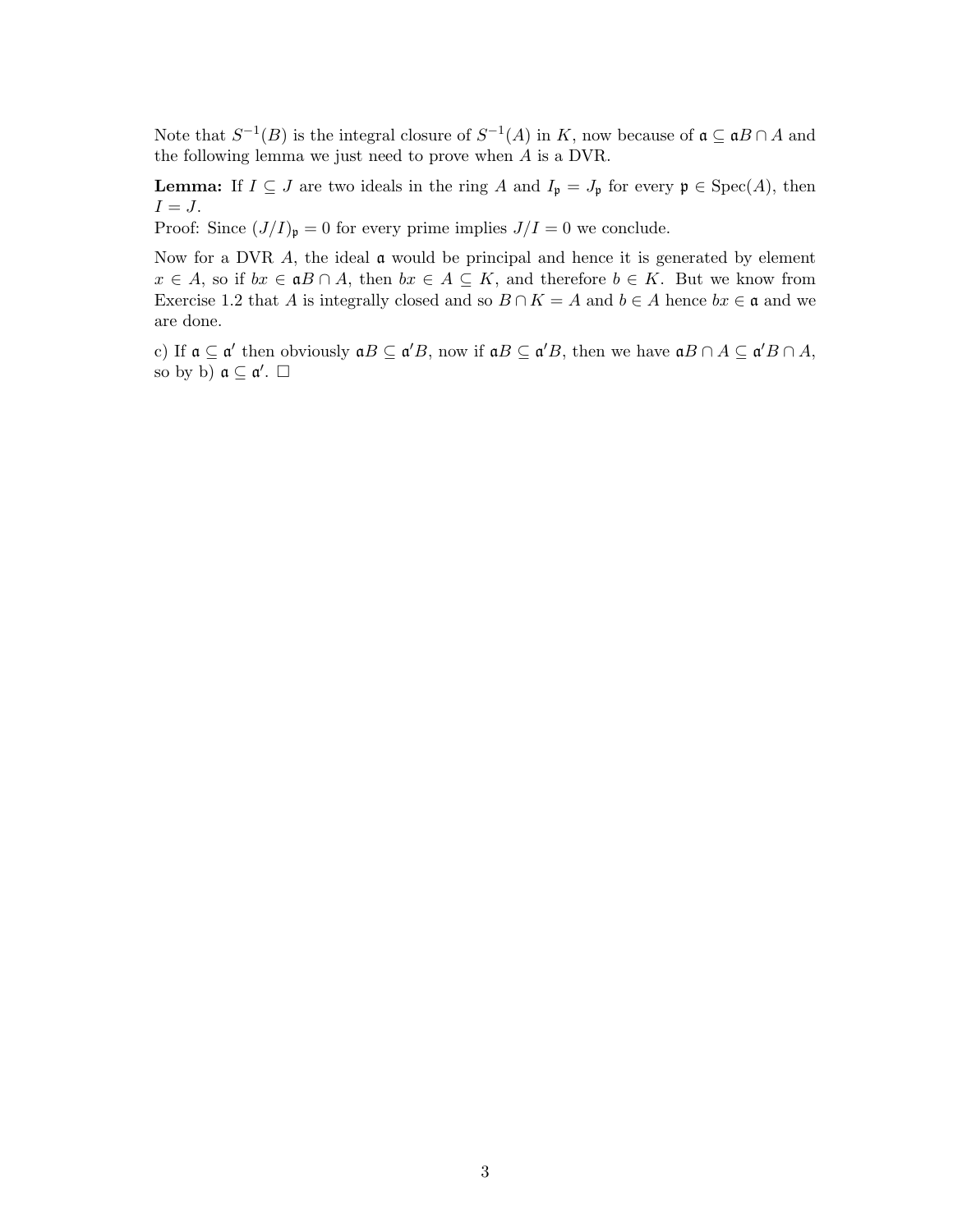Note that $S^{-1}(B)$ is the integral closure of $S^{-1}(A)$ in $K$, now because of $\mathfrak{a} \subseteq \mathfrak{a}B \cap A$ and the following lemma we just need to prove when $A$ is a DVR.

**Lemma:** If $I \subseteq J$ are two ideals in the ring $A$ and $I_\mathfrak{p} = J_\mathfrak{p}$ for every $\mathfrak{p} \in \operatorname{Spec}(A)$, then $I = J$.
Proof: Since $(J/I)_\mathfrak{p} = 0$ for every prime implies $J/I = 0$ we conclude.

Now for a DVR $A$, the ideal $\mathfrak{a}$ would be principal and hence it is generated by element $x \in A$, so if $bx \in \mathfrak{a}B \cap A$, then $bx \in A \subseteq K$, and therefore $b \in K$. But we know from Exercise 1.2 that $A$ is integrally closed and so $B \cap K = A$ and $b \in A$ hence $bx \in \mathfrak{a}$ and we are done.

c) If $\mathfrak{a} \subseteq \mathfrak{a}'$ then obviously $\mathfrak{a}B \subseteq \mathfrak{a}'B$, now if $\mathfrak{a}B \subseteq \mathfrak{a}'B$, then we have $\mathfrak{a}B \cap A \subseteq \mathfrak{a}'B \cap A$, so by b) $\mathfrak{a} \subseteq \mathfrak{a}'$. $\square$